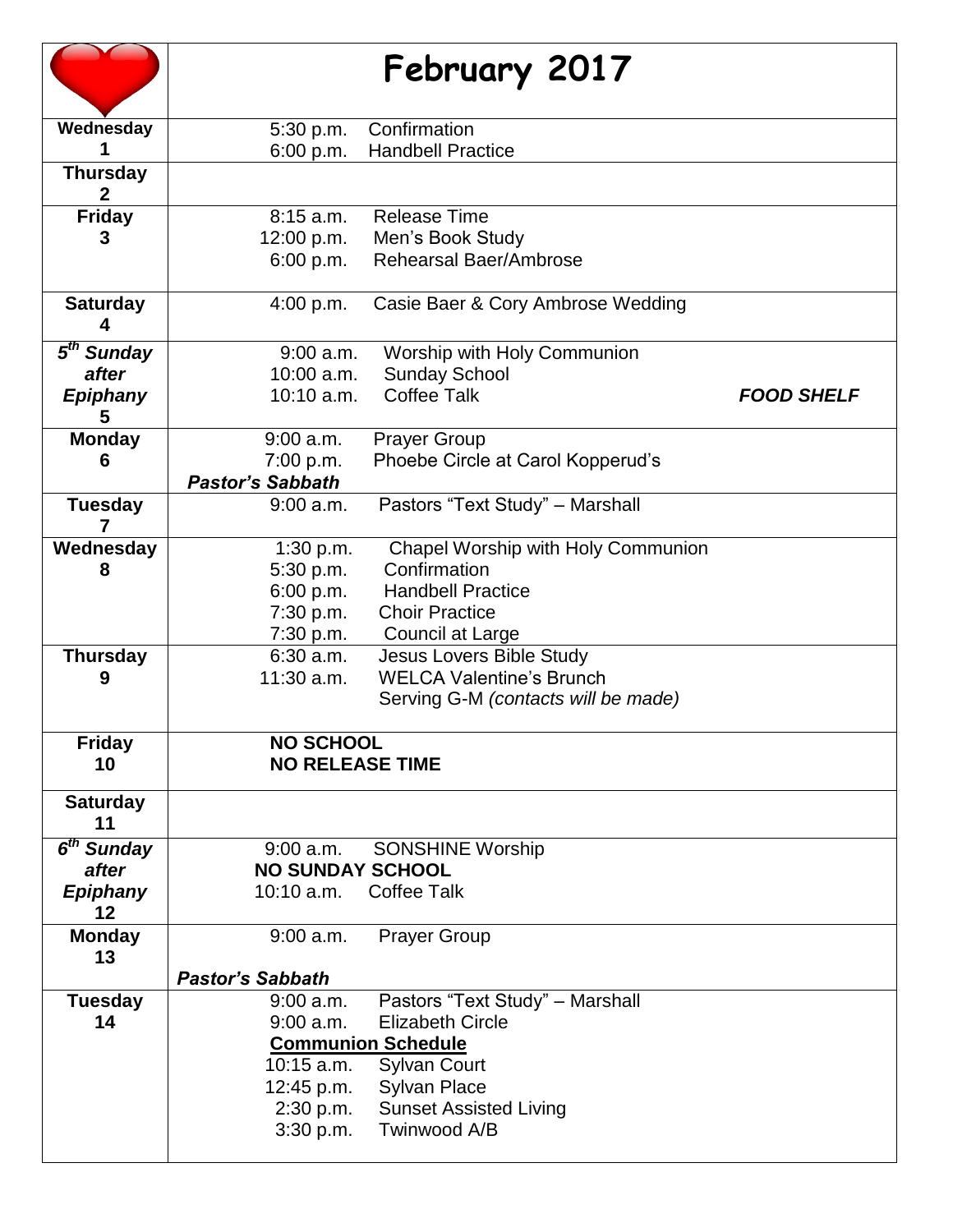| | February 2017 |
|---|---|
| **Wednesday 1** | 5:30 p.m. Confirmation<br>6:00 p.m. Handbell Practice |
| **Thursday 2** | |
| **Friday 3** | 8:15 a.m. Release Time<br>12:00 p.m. Men's Book Study<br>6:00 p.m. Rehearsal Baer/Ambrose |
| **Saturday 4** | 4:00 p.m. Casie Baer & Cory Ambrose Wedding |
| ***5th Sunday after Epiphany* 5** | 9:00 a.m. Worship with Holy Communion<br>10:00 a.m. Sunday School<br>10:10 a.m. Coffee Talk ***FOOD SHELF*** |
| **Monday 6** | 9:00 a.m. Prayer Group<br>7:00 p.m. Phoebe Circle at Carol Kopperud's<br>***Pastor's Sabbath*** |
| **Tuesday 7** | 9:00 a.m. Pastors "Text Study" – Marshall |
| **Wednesday 8** | 1:30 p.m. Chapel Worship with Holy Communion<br>5:30 p.m. Confirmation<br>6:00 p.m. Handbell Practice<br>7:30 p.m. Choir Practice<br>7:30 p.m. Council at Large |
| **Thursday 9** | 6:30 a.m. Jesus Lovers Bible Study<br>11:30 a.m. WELCA Valentine's Brunch<br>Serving G-M *(contacts will be made)* |
| **Friday 10** | **NO SCHOOL**<br>**NO RELEASE TIME** |
| **Saturday 11** | |
| ***6th Sunday after Epiphany* 12** | 9:00 a.m. SONSHINE Worship<br>**NO SUNDAY SCHOOL**<br>10:10 a.m. Coffee Talk |
| **Monday 13** | 9:00 a.m. Prayer Group<br>***Pastor's Sabbath*** |
| **Tuesday 14** | 9:00 a.m. Pastors "Text Study" – Marshall<br>9:00 a.m. Elizabeth Circle<br>**<u>Communion Schedule</u>**<br>10:15 a.m. Sylvan Court<br>12:45 p.m. Sylvan Place<br>2:30 p.m. Sunset Assisted Living<br>3:30 p.m. Twinwood A/B |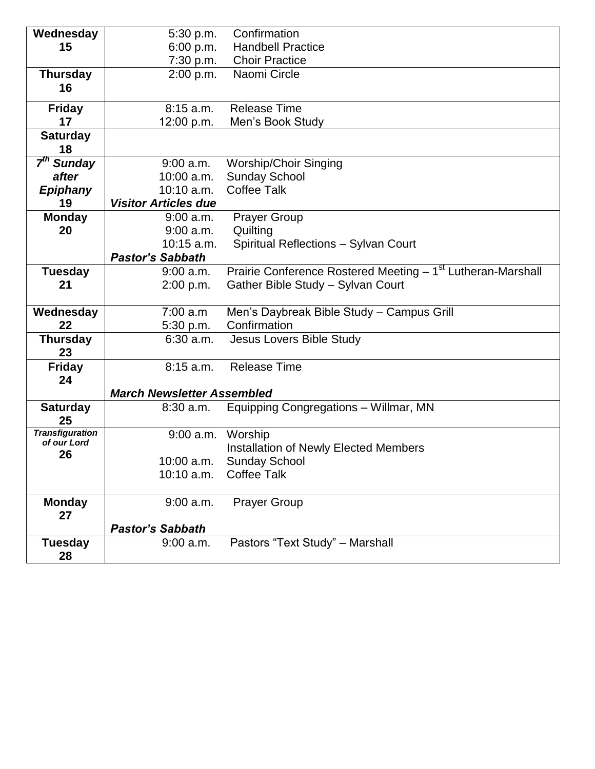| | |
|---|---|
| **Wednesday 15** | 5:30 p.m. Confirmation<br>6:00 p.m. Handbell Practice<br>7:30 p.m. Choir Practice |
| **Thursday 16** | 2:00 p.m. Naomi Circle |
| **Friday 17** | 8:15 a.m. Release Time<br>12:00 p.m. Men's Book Study |
| **Saturday 18** | |
| ***7th Sunday after Epiphany*** **19** | 9:00 a.m. Worship/Choir Singing<br>10:00 a.m. Sunday School<br>10:10 a.m. Coffee Talk<br>***Visitor Articles due*** |
| **Monday 20** | 9:00 a.m. Prayer Group<br>9:00 a.m. Quilting<br>10:15 a.m. Spiritual Reflections – Sylvan Court<br>***Pastor's Sabbath*** |
| **Tuesday 21** | 9:00 a.m. Prairie Conference Rostered Meeting – 1st Lutheran-Marshall<br>2:00 p.m. Gather Bible Study – Sylvan Court |
| **Wednesday 22** | 7:00 a.m Men's Daybreak Bible Study – Campus Grill<br>5:30 p.m. Confirmation |
| **Thursday 23** | 6:30 a.m. Jesus Lovers Bible Study |
| **Friday 24** | 8:15 a.m. Release Time<br>***March Newsletter Assembled*** |
| **Saturday 25** | 8:30 a.m. Equipping Congregations – Willmar, MN |
| ***Transfiguration of our Lord*** **26** | 9:00 a.m. Worship<br>Installation of Newly Elected Members<br>10:00 a.m. Sunday School<br>10:10 a.m. Coffee Talk |
| **Monday 27** | 9:00 a.m. Prayer Group<br>***Pastor's Sabbath*** |
| **Tuesday 28** | 9:00 a.m. Pastors "Text Study" – Marshall |